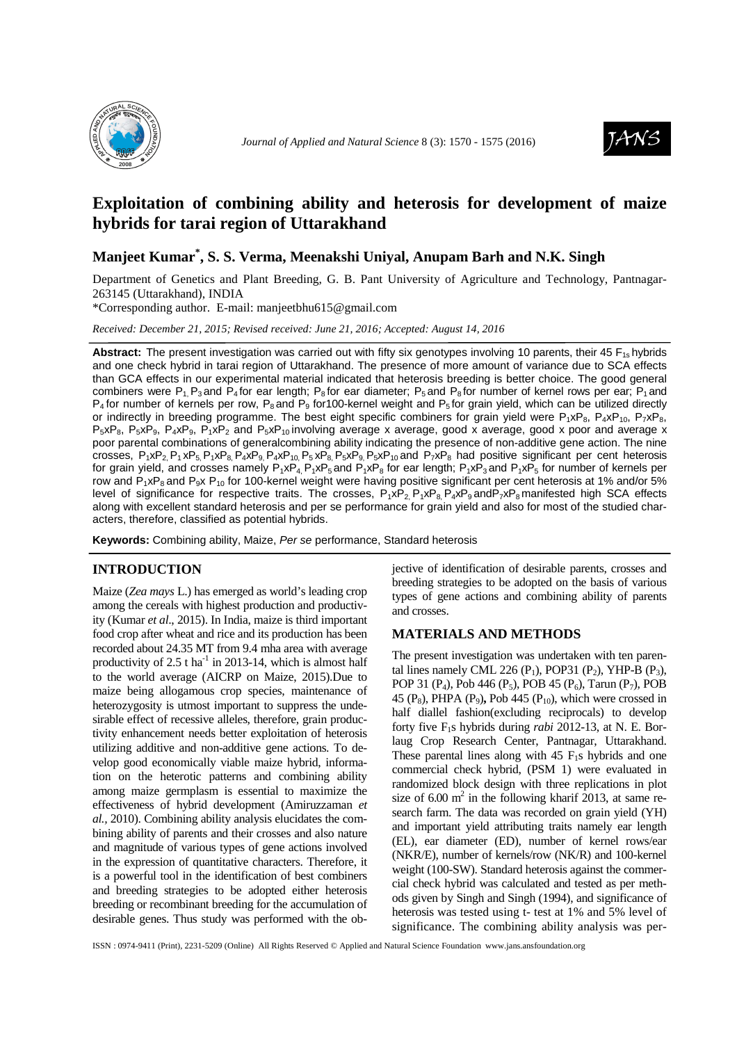# Exploitation of combining ability and heterosis for development of maize hybrids for tarai region of Uttarakhand

**Manjeet Kumar*, S. S. Verma, Meenakshi Uniyal, Anupam Barh and N.K. Singh**

Department of Genetics and Plant Breeding, G. B. Pant University of Agriculture and Technology, Pantnagar-263145 (Uttarakhand), INDIA

*Corresponding author. E-mail: manjeetbhu615@gmail.com

*Received: December 21, 2015; Revised received: June 21, 2016; Accepted: August 14, 2016*

**Abstract:** The present investigation was carried out with fifty six genotypes involving 10 parents, their 45 $F_{1s}$ hybrids and one check hybrid in tarai region of Uttarakhand. The presence of more amount of variance due to SCA effects than GCA effects in our experimental material indicated that heterosis breeding is better choice. The good general combiners were $P_1$, $P_3$ and $P_4$ for ear length; $P_8$ for ear diameter; $P_5$ and $P_8$ for number of kernel rows per ear; $P_1$ and $P_4$ for number of kernels per row, $P_8$ and $P_9$ for100-kernel weight and $P_5$ for grain yield, which can be utilized directly or indirectly in breeding programme. The best eight specific combiners for grain yield were $P_1xP_8$, $P_4xP_{10}$, $P_7xP_8$, $P_5xP_8$, $P_5xP_9$, $P_4xP_9$, $P_1xP_2$ and $P_5xP_{10}$ involving average x average, good x average, good x poor and average x poor parental combinations of generalcombining ability indicating the presence of non-additive gene action. The nine crosses, $P_1xP_2$, $P_1xP_5$, $P_1xP_8$, $P_4xP_9$, $P_4xP_{10}$, $P_5xP_8$, $P_5xP_9$, $P_5xP_{10}$ and $P_7xP_8$ had positive significant per cent heterosis for grain yield, and crosses namely $P_1xP_4$, $P_1xP_5$ and $P_1xP_8$ for ear length; $P_1xP_3$ and $P_1xP_5$ for number of kernels per row and $P_1xP_8$ and $P_9x P_{10}$ for 100-kernel weight were having positive significant per cent heterosis at 1% and/or 5% level of significance for respective traits. The crosses, $P_1xP_2$, $P_1xP_8$, $P_4xP_9$ and$P_7xP_8$ manifested high SCA effects along with excellent standard heterosis and per se performance for grain yield and also for most of the studied characters, therefore, classified as potential hybrids.

**Keywords:** Combining ability, Maize, *Per se* performance, Standard heterosis

## INTRODUCTION

Maize (*Zea mays* L.) has emerged as world's leading crop among the cereals with highest production and productivity (Kumar *et al*., 2015). In India, maize is third important food crop after wheat and rice and its production has been recorded about 24.35 MT from 9.4 mha area with average productivity of 2.5 t ha$^{-1}$ in 2013-14, which is almost half to the world average (AICRP on Maize, 2015).Due to maize being allogamous crop species, maintenance of heterozygosity is utmost important to suppress the undesirable effect of recessive alleles, therefore, grain productivity enhancement needs better exploitation of heterosis utilizing additive and non-additive gene actions. To develop good economically viable maize hybrid, information on the heterotic patterns and combining ability among maize germplasm is essential to maximize the effectiveness of hybrid development (Amiruzzaman *et al.,* 2010). Combining ability analysis elucidates the combining ability of parents and their crosses and also nature and magnitude of various types of gene actions involved in the expression of quantitative characters. Therefore, it is a powerful tool in the identification of best combiners and breeding strategies to be adopted either heterosis breeding or recombinant breeding for the accumulation of desirable genes. Thus study was performed with the objective of identification of desirable parents, crosses and breeding strategies to be adopted on the basis of various types of gene actions and combining ability of parents and crosses.

## MATERIALS AND METHODS

The present investigation was undertaken with ten parental lines namely CML 226 ($P_1$), POP31 ($P_2$), YHP-B ($P_3$), POP 31 ($P_4$), Pob 446 ($P_5$), POB 45 ($P_6$), Tarun ($P_7$), POB 45 ($P_8$), PHPA ($P_9$), Pob 445 ($P_{10}$), which were crossed in half diallel fashion(excluding reciprocals) to develop forty five $F_1$s hybrids during *rabi* 2012-13, at N. E. Borlaug Crop Research Center, Pantnagar, Uttarakhand. These parental lines along with 45 $F_1$s hybrids and one commercial check hybrid, (PSM 1) were evaluated in randomized block design with three replications in plot size of 6.00 m$^2$ in the following kharif 2013, at same research farm. The data was recorded on grain yield (YH) and important yield attributing traits namely ear length (EL), ear diameter (ED), number of kernel rows/ear (NKR/E), number of kernels/row (NK/R) and 100-kernel weight (100-SW). Standard heterosis against the commercial check hybrid was calculated and tested as per methods given by Singh and Singh (1994), and significance of heterosis was tested using t- test at 1% and 5% level of significance. The combining ability analysis was per-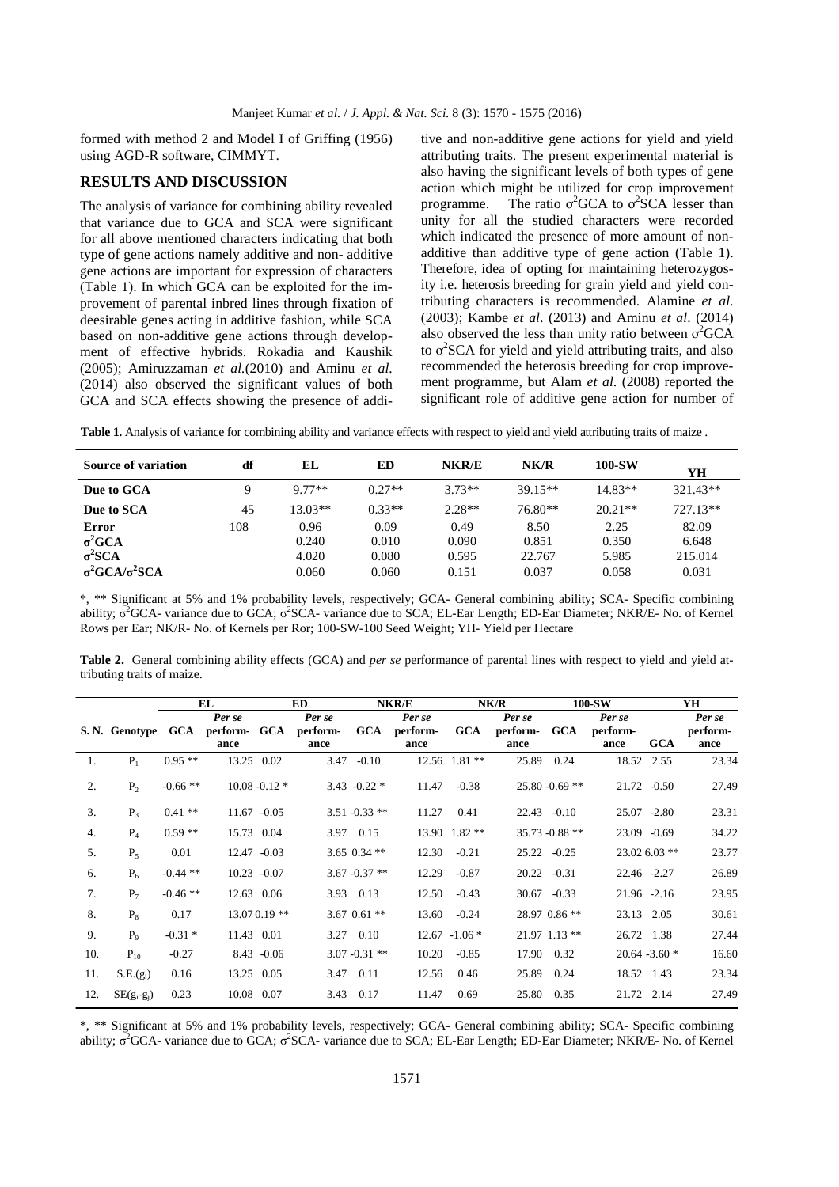formed with method 2 and Model I of Griffing (1956) using AGD-R software, CIMMYT.

## RESULTS AND DISCUSSION

The analysis of variance for combining ability revealed that variance due to GCA and SCA were significant for all above mentioned characters indicating that both type of gene actions namely additive and non- additive gene actions are important for expression of characters (Table 1). In which GCA can be exploited for the improvement of parental inbred lines through fixation of deesirable genes acting in additive fashion, while SCA based on non-additive gene actions through development of effective hybrids. Rokadia and Kaushik (2005); Amiruzzaman *et al.*(2010) and Aminu *et al.* (2014) also observed the significant values of both GCA and SCA effects showing the presence of additive and non-additive gene actions for yield and yield attributing traits. The present experimental material is also having the significant levels of both types of gene action which might be utilized for crop improvement programme. The ratio $\sigma^2$GCA to $\sigma^2$SCA lesser than unity for all the studied characters were recorded which indicated the presence of more amount of non-additive than additive type of gene action (Table 1). Therefore, idea of opting for maintaining heterozygosity i.e. heterosis breeding for grain yield and yield contributing characters is recommended. Alamine *et al.* (2003); Kambe *et al.* (2013) and Aminu *et al.* (2014) also observed the less than unity ratio between $\sigma^2$GCA to $\sigma^2$SCA for yield and yield attributing traits, and also recommended the heterosis breeding for crop improvement programme, but Alam *et al.* (2008) reported the significant role of additive gene action for number of

**Table 1.** Analysis of variance for combining ability and variance effects with respect to yield and yield attributing traits of maize .

| Source of variation | df | EL | ED | NKR/E | NK/R | 100-SW | YH |
|---|---|---|---|---|---|---|---|
| **Due to GCA** | 9 | 9.77** | 0.27** | 3.73** | 39.15** | 14.83** | 321.43** |
| **Due to SCA** | 45 | 13.03** | 0.33** | 2.28** | 76.80** | 20.21** | 727.13** |
| **Error** | 108 | 0.96 | 0.09 | 0.49 | 8.50 | 2.25 | 82.09 |
| **$\sigma^2$GCA** | | 0.240 | 0.010 | 0.090 | 0.851 | 0.350 | 6.648 |
| **$\sigma^2$SCA** | | 4.020 | 0.080 | 0.595 | 22.767 | 5.985 | 215.014 |
| **$\sigma^2$GCA/$\sigma^2$SCA** | | 0.060 | 0.060 | 0.151 | 0.037 | 0.058 | 0.031 |

*, ** Significant at 5% and 1% probability levels, respectively; GCA- General combining ability; SCA- Specific combining ability; $\sigma^2$GCA- variance due to GCA; $\sigma^2$SCA- variance due to SCA; EL-Ear Length; ED-Ear Diameter; NKR/E- No. of Kernel Rows per Ear; NK/R- No. of Kernels per Ror; 100-SW-100 Seed Weight; YH- Yield per Hectare

**Table 2.** General combining ability effects (GCA) and *per se* performance of parental lines with respect to yield and yield attributing traits of maize.

| | | EL | | ED | | NKR/E | | NK/R | | 100-SW | | YH | |
|---|---|---|---|---|---|---|---|---|---|---|---|---|---|
| S. N. | Genotype | GCA | *Per se* performance | GCA | *Per se* performance | GCA | *Per se* performance | GCA | *Per se* performance | GCA | *Per se* performance | GCA | *Per se* performance |
| 1. | $P_1$ | 0.95 ** | 13.25 | 0.02 | 3.47 | -0.10 | 12.56 | 1.81 ** | 25.89 | 0.24 | 18.52 | 2.55 | 23.34 |
| 2. | $P_2$ | -0.66 ** | 10.08 | -0.12 * | 3.43 | -0.22 * | 11.47 | -0.38 | 25.80 | -0.69 ** | 21.72 | -0.50 | 27.49 |
| 3. | $P_3$ | 0.41 ** | 11.67 | -0.05 | 3.51 | -0.33 ** | 11.27 | 0.41 | 22.43 | -0.10 | 25.07 | -2.80 | 23.31 |
| 4. | $P_4$ | 0.59 ** | 15.73 | 0.04 | 3.97 | 0.15 | 13.90 | 1.82 ** | 35.73 | -0.88 ** | 23.09 | -0.69 | 34.22 |
| 5. | $P_5$ | 0.01 | 12.47 | -0.03 | 3.65 | 0.34 ** | 12.30 | -0.21 | 25.22 | -0.25 | 23.02 | 6.03 ** | 23.77 |
| 6. | $P_6$ | -0.44 ** | 10.23 | -0.07 | 3.67 | -0.37 ** | 12.29 | -0.87 | 20.22 | -0.31 | 22.46 | -2.27 | 26.89 |
| 7. | $P_7$ | -0.46 ** | 12.63 | 0.06 | 3.93 | 0.13 | 12.50 | -0.43 | 30.67 | -0.33 | 21.96 | -2.16 | 23.95 |
| 8. | $P_8$ | 0.17 | 13.07 | 0.19 ** | 3.67 | 0.61 ** | 13.60 | -0.24 | 28.97 | 0.86 ** | 23.13 | 2.05 | 30.61 |
| 9. | $P_9$ | -0.31 * | 11.43 | 0.01 | 3.27 | 0.10 | 12.67 | -1.06 * | 21.97 | 1.13 ** | 26.72 | 1.38 | 27.44 |
| 10. | $P_{10}$ | -0.27 | 8.43 | -0.06 | 3.07 | -0.31 ** | 10.20 | -0.85 | 17.90 | 0.32 | 20.64 | -3.60 * | 16.60 |
| 11. | S.E.$(g_i)$ | 0.16 | 13.25 | 0.05 | 3.47 | 0.11 | 12.56 | 0.46 | 25.89 | 0.24 | 18.52 | 1.43 | 23.34 |
| 12. | SE$(g_i$-$g_j)$ | 0.23 | 10.08 | 0.07 | 3.43 | 0.17 | 11.47 | 0.69 | 25.80 | 0.35 | 21.72 | 2.14 | 27.49 |

*, ** Significant at 5% and 1% probability levels, respectively; GCA- General combining ability; SCA- Specific combining ability; $\sigma^2$GCA- variance due to GCA; $\sigma^2$SCA- variance due to SCA; EL-Ear Length; ED-Ear Diameter; NKR/E- No. of Kernel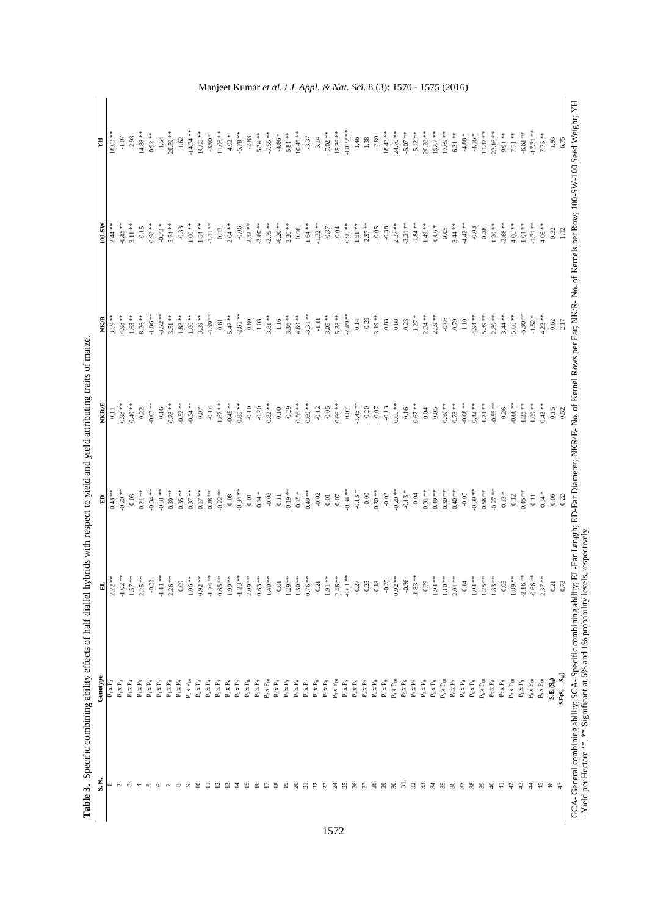**Table 3.** Specific combining ability effects of half diallel hybrids with respect to yield and yield attributing traits of maize.

| S. N. | Genotype | EL | ED | NKR/E | NK/R | 100-SW | YH |
|---|---|---|---|---|---|---|---|
| 1. | $P_1 \times P_2$ | 2.22 ** | 0.43 ** | 0.11 | 3.59 ** | 2.44 ** | 18.03 ** |
| 2. | $P_1 \times P_3$ | -1.02 ** | -0.20 ** | 0.98 ** | 4.98 ** | -0.85 ** | -1.07 |
| 3. | $P_1 \times P_4$ | 1.57 ** | 0.03 | 0.40 ** | 1.63 ** | 3.11 ** | -2.98 |
| 4. | $P_1 \times P_5$ | 2.25 ** | 0.21 ** | 0.22 | 8.26 ** | -0.15 | 14.88 ** |
| 5. | $P_1 \times P_6$ | -0.33 | -0.34 ** | -0.67 ** | -1.86 ** | 0.98 ** | 8.92 ** |
| 6. | $P_1 \times P_7$ | -1.11 ** | -0.31 ** | 0.16 | -3.52 ** | -0.73 * | 1.54 |
| 7. | $P_1 \times P_8$ | 2.26 ** | 0.39 ** | 0.78 ** | 3.51 ** | 5.74 ** | 29.59 ** |
| 8. | $P_1 \times P_9$ | 0.09 | 0.35 ** | -0.52 ** | 1.83 ** | -0.33 | 1.62 |
| 9. | $P_1 \times P_{10}$ | 1.06 ** | 0.37 ** | -0.54 ** | 1.86 ** | 1.00 ** | -14.74 ** |
| 10. | $P_2 \times P_3$ | 0.92 ** | 0.17 ** | 0.07 | 3.39 ** | 1.54 ** | 16.05 ** |
| 11. | $P_2 \times P_4$ | -1.74 ** | 0.28 ** | -0.14 | -4.39 ** | -1.11 ** | -3.90 * |
| 12. | $P_2 \times P_5$ | 0.65 ** | -0.22 ** | 1.67 ** | 0.13 | 0.13 | 11.06 ** |
| 13. | $P_2 \times P_6$ | 1.99 ** | 0.08 | -0.45 ** | 5.47 ** | 2.04 ** | 4.92 * |
| 14. | $P_2 \times P_7$ | -1.23 ** | -0.34 ** | 0.85 ** | -2.61 ** | -0.06 | -5.78 ** |
| 15. | $P_2 \times P_8$ | 2.09 ** | 0.01 | -0.10 | 0.80 | 2.52 ** | -2.88 |
| 16. | $P_2 \times P_9$ | 0.63 ** | 0.14 * | -0.20 | 1.03 | -3.60 ** | 5.34 ** |
| 17. | $P_2 \times P_{10}$ | 1.40 ** | -0.08 | 0.82 ** | 3.81 ** | -2.79 ** | -7.55 ** |
| 18. | $P_3 \times P_4$ | 0.01 | 0.11 | 0.10 | 1.16 | -6.20 ** | -4.86 * |
| 19. | $P_3 \times P_5$ | 1.29 ** | -0.19 ** | -0.29 | 3.36 ** | 2.20 ** | 5.81 ** |
| 20. | $P_3 \times P_6$ | 1.50 ** | 0.15 * | 0.56 ** | 4.69 ** | 0.16 | 10.45 ** |
| 21. | $P_3 \times P_7$ | 0.76 ** | 0.49 ** | 0.69 ** | -3.31 ** | 1.64 ** | -3.37 |
| 22. | $P_3 \times P_8$ | 0.21 | -0.02 | -0.12 | -1.11 | -1.32 ** | 3.14 |
| 23. | $P_3 \times P_9$ | 1.91 ** | 0.01 | -0.05 | 3.05 ** | -0.37 | -7.02 ** |
| 24. | $P_3 \times P_{10}$ | 2.46 ** | 0.07 | 0.66 ** | 5.38 ** | -0.04 | 15.36 ** |
| 25. | $P_4 \times P_5$ | -0.61 ** | -0.34 ** | 0.07 | -2.49 ** | 0.90 ** | -10.32 ** |
| 26. | $P_4 \times P_6$ | 0.27 | -0.13 * | -1.45 ** | 0.14 | 1.91 ** | 1.46 |
| 27. | $P_4 \times P_7$ | 0.25 | -0.00 | -0.20 | -0.29 | -2.97 ** | 1.38 |
| 28. | $P_4 \times P_8$ | 0.18 | 0.30 ** | -0.07 | 3.19 ** | -0.05 | -2.80 |
| 29. | $P_4 \times P_9$ | -0.25 | -0.03 | -0.13 | 0.83 | -0.38 | 18.43 ** |
| 30. | $P_4 \times P_{10}$ | 0.92 ** | -0.20 ** | 0.65 ** | 0.88 | 2.37 ** | 24.70 ** |
| 31. | $P_5 \times P_6$ | -0.36 | -0.13 * | 0.16 | 0.23 | -3.21 ** | -5.07 ** |
| 32. | $P_5 \times P_7$ | -1.83 ** | -0.04 | 0.67 ** | -1.27 * | -1.84 ** | -5.12 ** |
| 33. | $P_5 \times P_8$ | 0.39 | 0.31 ** | 0.04 | 2.34 ** | 1.49 ** | 20.28 ** |
| 34. | $P_5 \times P_9$ | 1.94 ** | 0.49 ** | 0.05 | 2.59 ** | 0.66 * | 19.67 ** |
| 35. | $P_5 \times P_{10}$ | 1.10 ** | 0.30 ** | 0.59 ** | -0.06 | 0.05 | 17.69 ** |
| 36. | $P_6 \times P_7$ | 2.01 ** | 0.40 ** | 0.73 ** | 0.79 | 3.44 ** | 6.31 ** |
| 37. | $P_6 \times P_8$ | 0.14 | -0.05 | -0.68 ** | 1.10 | -4.42 ** | -4.88 * |
| 38. | $P_6 \times P_9$ | 1.04 ** | -0.39 ** | 0.42 ** | 4.94 ** | -0.03 | -4.16 * |
| 39. | $P_6 \times P_{10}$ | 1.25 ** | 0.58 ** | 1.74 ** | 5.39 ** | 0.28 | 11.47 ** |
| 40. | $P_7 \times P_8$ | 1.83 ** | -0.27 ** | -0.55 ** | 2.89 ** | 1.20 ** | 23.16 ** |
| 41. | $P_7 \times P_9$ | 0.05 | 0.13 * | 0.26 | 3.44 ** | -2.68 ** | 9.91 ** |
| 42. | $P_7 \times P_{10}$ | 1.89 ** | 0.12 | -0.66 ** | 5.66 ** | 4.06 ** | 7.71 ** |
| 43. | $P_8 \times P_9$ | -2.18 ** | 0.45 ** | 1.25 ** | -5.30 ** | 1.04 ** | -8.62 ** |
| 44. | $P_8 \times P_{10}$ | -0.66 ** | 0.11 | 1.09 ** | -1.52 * | -1.71 ** | -17.71 ** |
| 45. | $P_9 \times P_{10}$ | 2.37 ** | 0.14 * | 0.43 ** | 4.23 ** | 4.06 ** | 7.75 ** |
| 46. | S.E.($S_{ij}$) | 0.21 | 0.06 | 0.15 | 0.62 | 0.32 | 1.93 |
| 47. | SE($S_{ij} - S_{kl}$) | 0.73 | 0.22 | 0.52 | 2.17 | 1.12 | 6.75 |

GCA- General combining ability; SCA- Specific combining ability; EL-Ear Length; ED-Ear Diameter; NKR/E- No. of Kernel Rows per Ear; NK/R- No. of Kernels per Row; 100-SW-100 Seed Weight; YH - Yield per Hectare '*, ** Significant at 5% and 1% probability levels, respectively.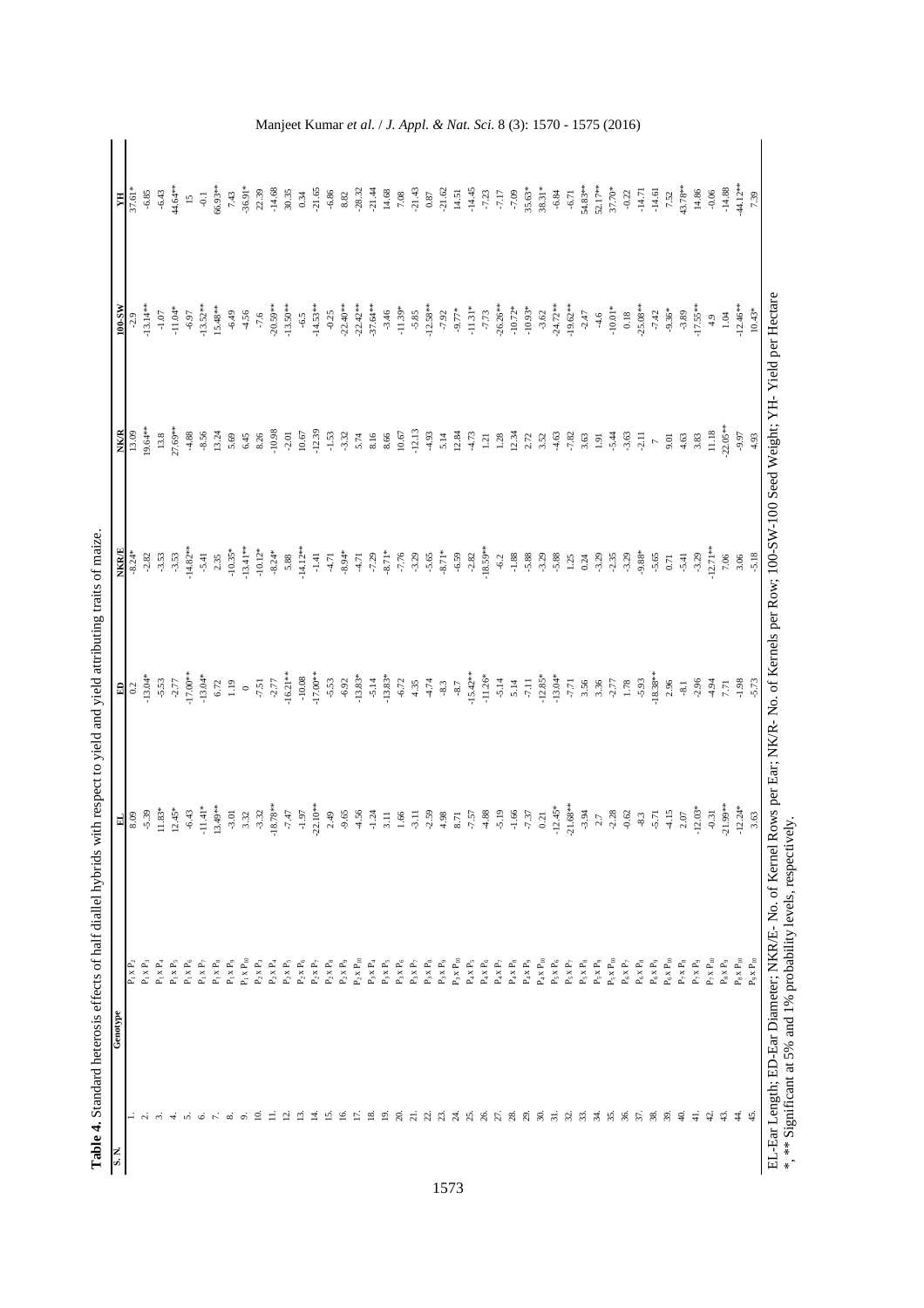**Table 4.** Standard heterosis effects of half diallel hybrids with respect to yield and yield attributing traits of maize.

| S. N. | Genotype | EL | ED | NKR/E | NK/R | 100-SW | YH |
|---|---|---|---|---|---|---|---|
| 1. | $P_1 x P_2$ | 8.09 | 0.2 | -8.24* | 13.09 | -2.9 | 37.61* |
| 2. | $P_1 x P_3$ | -5.39 | -13.04* | -2.82 | 19.64** | -13.14** | -6.85 |
| 3. | $P_1 x P_4$ | 11.83* | -5.53 | -3.53 | 13.8 | -1.07 | -6.43 |
| 4. | $P_1 x P_5$ | 12.45* | -2.77 | -3.53 | 27.69** | -11.04* | 44.64** |
| 5. | $P_1 x P_6$ | -6.43 | -17.00** | -14.82** | -4.88 | -6.97 | 15 |
| 6. | $P_1 x P_7$ | -11.41* | -13.04* | -5.41 | -8.56 | -13.52** | -0.1 |
| 7. | $P_1 x P_8$ | 13.49** | 6.72 | 2.35 | 13.24 | 15.48** | 66.93** |
| 8. | $P_1 x P_9$ | -3.01 | 1.19 | -10.35* | 5.69 | -6.49 | 7.43 |
| 9. | $P_1 x P_{10}$ | 3.32 | 0 | -13.41** | 6.45 | -4.56 | -36.91* |
| 10. | $P_2 x P_3$ | -3.32 | -7.51 | -10.12* | 8.26 | -7.6 | 22.39 |
| 11. | $P_2 x P_4$ | -18.78** | -2.77 | -8.24* | -10.98 | -20.59** | -14.68 |
| 12. | $P_2 x P_5$ | -7.47 | -16.21** | 5.88 | -2.01 | -13.50** | 30.35 |
| 13. | $P_2 x P_6$ | -1.97 | -10.08 | -14.12** | 10.67 | -6.5 | 0.34 |
| 14. | $P_2 x P_7$ | -22.10** | -17.00** | -1.41 | -12.39 | -14.53** | -21.65 |
| 15. | $P_2 x P_8$ | 2.49 | -5.53 | -4.71 | -1.53 | -0.25 | -6.86 |
| 16. | $P_2 x P_9$ | -9.65 | -6.92 | -8.94* | -3.32 | -22.40** | 8.82 |
| 17. | $P_2 x P_{10}$ | -4.56 | -13.83* | -4.71 | 5.74 | -22.42** | -28.32 |
| 18. | $P_3 x P_4$ | -1.24 | -5.14 | -7.29 | 8.16 | -37.64** | -21.44 |
| 19. | $P_3 x P_5$ | 3.11 | -13.83* | -8.71* | 8.66 | -3.46 | 14.68 |
| 20. | $P_3 x P_6$ | 1.66 | -6.72 | -7.76 | 10.67 | -11.39* | 7.08 |
| 21. | $P_3 x P_7$ | -3.11 | 4.35 | -3.29 | -12.13 | -5.85 | -21.43 |
| 22. | $P_3 x P_8$ | -2.59 | 4.74 | -5.65 | -4.93 | -12.58** | 0.87 |
| 23. | $P_3 x P_9$ | 4.98 | -8.3 | -8.71* | 5.14 | -7.92 | -21.62 |
| 24. | $P_3 x P_{10}$ | 8.71 | -8.7 | -6.59 | 12.84 | -9.77* | 14.51 |
| 25. | $P_4 x P_5$ | -7.57 | -15.42** | -2.82 | -4.73 | -11.31* | -14.45 |
| 26. | $P_4 x P_6$ | -4.88 | -11.26* | -18.59** | 1.21 | -7.73 | -7.23 |
| 27. | $P_4 x P_7$ | -5.19 | -5.14 | -6.2 | 1.28 | -26.26** | -7.17 |
| 28. | $P_4 x P_8$ | -1.66 | 5.14 | -1.88 | 12.34 | -10.72* | -7.09 |
| 29. | $P_4 x P_9$ | -7.37 | -7.11 | -5.88 | 2.72 | -10.93* | 35.63* |
| 30. | $P_4 x P_{10}$ | 0.21 | -12.85* | -3.29 | 3.52 | -3.62 | 38.31* |
| 31. | $P_5 x P_6$ | -12.45* | -13.04* | -5.88 | -4.63 | -24.72** | -6.84 |
| 32. | $P_5 x P_7$ | -21.68** | -7.71 | 1.25 | -7.82 | -19.62** | -6.71 |
| 33. | $P_5 x P_8$ | -3.94 | 3.56 | 0.24 | 3.63 | -2.47 | 54.83** |
| 34. | $P_5 x P_9$ | 2.7 | 3.36 | -3.29 | 1.91 | -4.6 | 52.17** |
| 35. | $P_5 x P_{10}$ | -2.28 | -2.77 | -2.35 | -5.44 | -10.01* | 37.70* |
| 36. | $P_6 x P_7$ | -0.62 | 1.78 | -3.29 | -3.63 | 0.18 | -0.22 |
| 37. | $P_6 x P_8$ | -8.3 | -5.93 | -9.88* | -2.11 | -25.08** | -14.71 |
| 38. | $P_6 x P_9$ | -5.71 | -18.38** | -5.65 | 7 | -7.42 | -14.61 |
| 39. | $P_6 x P_{10}$ | -4.15 | 2.96 | 0.71 | 9.01 | -9.36* | 7.52 |
| 40. | $P_7 x P_8$ | 2.07 | -8.1 | -5.41 | 4.63 | -3.89 | 43.78** |
| 41. | $P_7 x P_9$ | -12.03* | -2.96 | -3.29 | 3.83 | -17.55** | 14.86 |
| 42. | $P_7 x P_{10}$ | -0.31 | 4.94 | -12.71** | 11.18 | 4.9 | -0.06 |
| 43. | $P_8 x P_9$ | -21.99** | 7.71 | 7.06 | -22.05** | 1.04 | -14.88 |
| 44. | $P_8 x P_{10}$ | -12.24* | -1.98 | 3.06 | -9.97 | -12.46** | -44.12** |
| 45. | $P_9 x P_{10}$ | 3.63 | -5.73 | -5.18 | 4.93 | 10.43* | 7.39 |

EL-Ear Length; ED-Ear Diameter; NKR/E- No. of Kernel Rows per Ear; NK/R- No. of Kernels per Row; 100-SW-100 Seed Weight; YH- Yield per Hectare
*, ** Significant at 5% and 1% probability levels, respectively.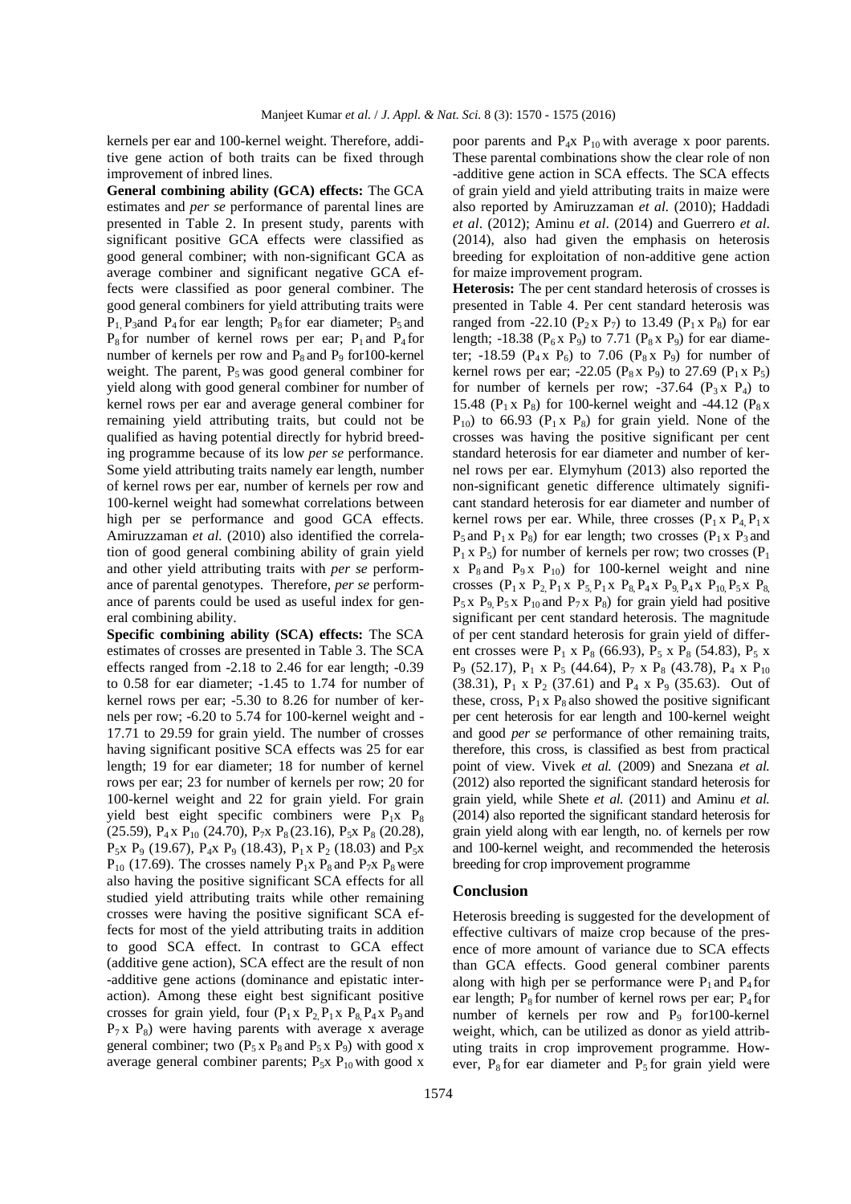kernels per ear and 100-kernel weight. Therefore, additive gene action of both traits can be fixed through improvement of inbred lines.

**General combining ability (GCA) effects:** The GCA estimates and *per se* performance of parental lines are presented in Table 2. In present study, parents with significant positive GCA effects were classified as good general combiner; with non-significant GCA as average combiner and significant negative GCA effects were classified as poor general combiner. The good general combiners for yield attributing traits were $P_1$, $P_3$ and $P_4$ for ear length; $P_8$ for ear diameter; $P_5$ and $P_8$ for number of kernel rows per ear; $P_1$ and $P_4$ for number of kernels per row and $P_8$ and $P_9$ for 100-kernel weight. The parent, $P_5$ was good general combiner for yield along with good general combiner for number of kernel rows per ear and average general combiner for remaining yield attributing traits, but could not be qualified as having potential directly for hybrid breeding programme because of its low *per se* performance. Some yield attributing traits namely ear length, number of kernel rows per ear, number of kernels per row and 100-kernel weight had somewhat correlations between high per se performance and good GCA effects. Amiruzzaman *et al.* (2010) also identified the correlation of good general combining ability of grain yield and other yield attributing traits with *per se* performance of parental genotypes. Therefore, *per se* performance of parents could be used as useful index for general combining ability.

**Specific combining ability (SCA) effects:** The SCA estimates of crosses are presented in Table 3. The SCA effects ranged from -2.18 to 2.46 for ear length; -0.39 to 0.58 for ear diameter; -1.45 to 1.74 for number of kernel rows per ear; -5.30 to 8.26 for number of kernels per row; -6.20 to 5.74 for 100-kernel weight and -17.71 to 29.59 for grain yield. The number of crosses having significant positive SCA effects was 25 for ear length; 19 for ear diameter; 18 for number of kernel rows per ear; 23 for number of kernels per row; 20 for 100-kernel weight and 22 for grain yield. For grain yield best eight specific combiners were $P_1$x $P_8$ (25.59), $P_4$ x $P_{10}$ (24.70), $P_7$x $P_8$ (23.16), $P_5$x $P_8$ (20.28), $P_5$x $P_9$ (19.67), $P_4$x $P_9$ (18.43), $P_1$ x $P_2$ (18.03) and $P_5$x $P_{10}$ (17.69). The crosses namely $P_1$x $P_8$ and $P_7$x $P_8$ were also having the positive significant SCA effects for all studied yield attributing traits while other remaining crosses were having the positive significant SCA effects for most of the yield attributing traits in addition to good SCA effect. In contrast to GCA effect (additive gene action), SCA effect are the result of non-additive gene actions (dominance and epistatic interaction). Among these eight best significant positive crosses for grain yield, four ($P_1$ x $P_2$, $P_1$ x $P_8$, $P_4$ x $P_9$ and $P_7$ x $P_8$) were having parents with average x average general combiner; two ($P_5$ x $P_8$ and $P_5$ x $P_9$) with good x average general combiner parents; $P_5$x $P_{10}$ with good x poor parents and $P_4$x $P_{10}$ with average x poor parents. These parental combinations show the clear role of non-additive gene action in SCA effects. The SCA effects of grain yield and yield attributing traits in maize were also reported by Amiruzzaman *et al.* (2010); Haddadi *et al*. (2012); Aminu *et al*. (2014) and Guerrero *et al.* (2014), also had given the emphasis on heterosis breeding for exploitation of non-additive gene action for maize improvement program.

**Heterosis:** The per cent standard heterosis of crosses is presented in Table 4. Per cent standard heterosis ranged from -22.10 ($P_2$ x $P_7$) to 13.49 ($P_1$ x $P_8$) for ear length; -18.38 ($P_6$ x $P_9$) to 7.71 ($P_8$ x $P_9$) for ear diameter; -18.59 ($P_4$ x $P_6$) to 7.06 ($P_8$ x $P_9$) for number of kernel rows per ear; -22.05 ($P_8$ x $P_9$) to 27.69 ($P_1$ x $P_5$) for number of kernels per row; -37.64 ($P_3$ x $P_4$) to 15.48 ($P_1$ x $P_8$) for 100-kernel weight and -44.12 ($P_8$ x $P_{10}$) to 66.93 ($P_1$ x $P_8$) for grain yield. None of the crosses was having the positive significant per cent standard heterosis for ear diameter and number of kernel rows per ear. Elymyhum (2013) also reported the non-significant genetic difference ultimately significant standard heterosis for ear diameter and number of kernel rows per ear. While, three crosses ($P_1$ x $P_4$, $P_1$ x $P_5$ and $P_1$ x $P_8$) for ear length; two crosses ($P_1$ x $P_3$ and $P_1$ x $P_5$) for number of kernels per row; two crosses ($P_1$ x $P_8$ and $P_9$ x $P_{10}$) for 100-kernel weight and nine crosses ($P_1$ x $P_2$, $P_1$ x $P_5$, $P_1$ x $P_8$, $P_4$ x $P_9$, $P_4$ x $P_{10}$, $P_5$ x $P_8$, $P_5$ x $P_9$, $P_5$ x $P_{10}$ and $P_7$ x $P_8$) for grain yield had positive significant per cent standard heterosis. The magnitude of per cent standard heterosis for grain yield of different crosses were $P_1$ x $P_8$ (66.93), $P_5$ x $P_8$ (54.83), $P_5$ x $P_9$ (52.17), $P_1$ x $P_5$ (44.64), $P_7$ x $P_8$ (43.78), $P_4$ x $P_{10}$ (38.31), $P_1$ x $P_2$ (37.61) and $P_4$ x $P_9$ (35.63). Out of these, cross, $P_1$ x $P_8$ also showed the positive significant per cent heterosis for ear length and 100-kernel weight and good *per se* performance of other remaining traits, therefore, this cross, is classified as best from practical point of view. Vivek *et al.* (2009) and Snezana *et al.* (2012) also reported the significant standard heterosis for grain yield, while Shete *et al.* (2011) and Aminu *et al.* (2014) also reported the significant standard heterosis for grain yield along with ear length, no. of kernels per row and 100-kernel weight, and recommended the heterosis breeding for crop improvement programme

## Conclusion

Heterosis breeding is suggested for the development of effective cultivars of maize crop because of the presence of more amount of variance due to SCA effects than GCA effects. Good general combiner parents along with high per se performance were $P_1$ and $P_4$ for ear length; $P_8$ for number of kernel rows per ear; $P_4$ for number of kernels per row and $P_9$ for100-kernel weight, which, can be utilized as donor as yield attributing traits in crop improvement programme. However, $P_8$ for ear diameter and $P_5$ for grain yield were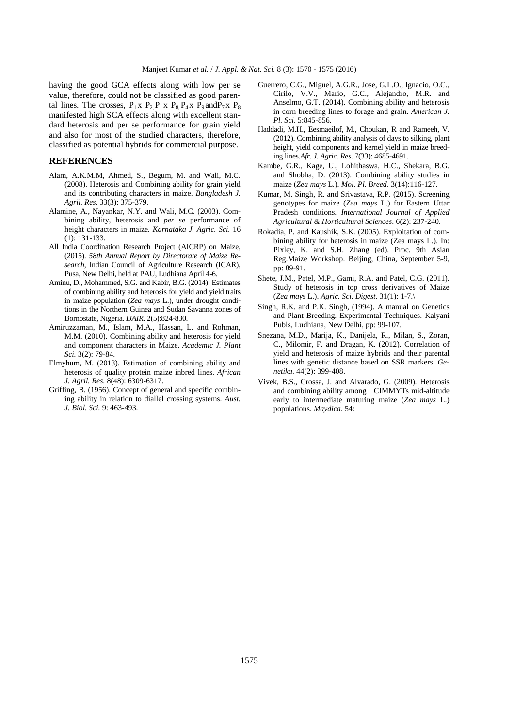having the good GCA effects along with low per se value, therefore, could not be classified as good parental lines. The crosses, $P_1$ x $P_2$, $P_1$ x $P_8$, $P_4$ x $P_9$ and $P_7$ x $P_8$ manifested high SCA effects along with excellent standard heterosis and per se performance for grain yield and also for most of the studied characters, therefore, classified as potential hybrids for commercial purpose.

## REFERENCES

Alam, A.K.M.M, Ahmed, S., Begum, M. and Wali, M.C. (2008). Heterosis and Combining ability for grain yield and its contributing characters in maize. *Bangladesh J. Agril. Res*. 33(3): 375-379.

Alamine, A., Nayankar, N.Y. and Wali, M.C. (2003). Combining ability, heterosis and *per se* performance of height characters in maize. *Karnataka J. Agric. Sci.* 16 (1): 131-133.

All India Coordination Research Project (AICRP) on Maize, (2015). *58th Annual Report by Directorate of Maize Research*, Indian Council of Agriculture Research (ICAR), Pusa, New Delhi, held at PAU, Ludhiana April 4-6.

Aminu, D., Mohammed, S.G. and Kabir, B.G. (2014). Estimates of combining ability and heterosis for yield and yield traits in maize population (*Zea mays* L.), under drought conditions in the Northern Guinea and Sudan Savanna zones of Bornostate, Nigeria. *IJAIR*. 2(5):824-830.

Amiruzzaman, M., Islam, M.A., Hassan, L. and Rohman, M.M. (2010). Combining ability and heterosis for yield and component characters in Maize. *Academic J. Plant Sci.* 3(2): 79-84.

Elmyhum, M. (2013). Estimation of combining ability and heterosis of quality protein maize inbred lines. *African J. Agril. Res*. 8(48): 6309-6317.

Griffing, B. (1956). Concept of general and specific combining ability in relation to diallel crossing systems. *Aust. J. Biol. Sci.* 9: 463-493.

Guerrero, C.G., Miguel, A.G.R., Jose, G.L.O., Ignacio, O.C., Cirilo, V.V., Mario, G.C., Alejandro, M.R. and Anselmo, G.T. (2014). Combining ability and heterosis in corn breeding lines to forage and grain. *American J. Pl. Sci*. 5:845-856.

Haddadi, M.H., Eesmaeilof, M., Choukan, R and Rameeh, V. (2012). Combining ability analysis of days to silking, plant height, yield components and kernel yield in maize breeding lines.*Afr. J. Agric. Res*. 7(33): 4685-4691.

Kambe, G.R., Kage, U., Lohithaswa, H.C., Shekara, B.G. and Shobha, D. (2013). Combining ability studies in maize (*Zea mays* L.). *Mol. Pl. Breed*. 3(14):116-127.

Kumar, M. Singh, R. and Srivastava, R.P. (2015). Screening genotypes for maize (*Zea mays* L.) for Eastern Uttar Pradesh conditions. *International Journal of Applied Agricultural & Horticultural Sciences*. 6(2): 237-240.

Rokadia, P. and Kaushik, S.K. (2005). Exploitation of combining ability for heterosis in maize (Zea mays L.). In: Pixley, K. and S.H. Zhang (ed). Proc. 9th Asian Reg.Maize Workshop. Beijing, China, September 5-9, pp: 89-91.

Shete, J.M., Patel, M.P., Gami, R.A. and Patel, C.G. (2011). Study of heterosis in top cross derivatives of Maize (*Zea mays* L.). *Agric. Sci. Digest.* 31(1): 1-7.\

Singh, R.K. and P.K. Singh, (1994). A manual on Genetics and Plant Breeding. Experimental Techniques. Kalyani Publs, Ludhiana, New Delhi, pp: 99-107.

Snezana, M.D., Marija, K., Danijela, R., Milan, S., Zoran, C., Milomir, F. and Dragan, K. (2012). Correlation of yield and heterosis of maize hybrids and their parental lines with genetic distance based on SSR markers. *Genetika*. 44(2): 399-408.

Vivek, B.S., Crossa, J. and Alvarado, G. (2009). Heterosis and combining ability among CIMMYTs mid-altitude early to intermediate maturing maize (*Zea mays* L.) populations. *Maydica*. 54: